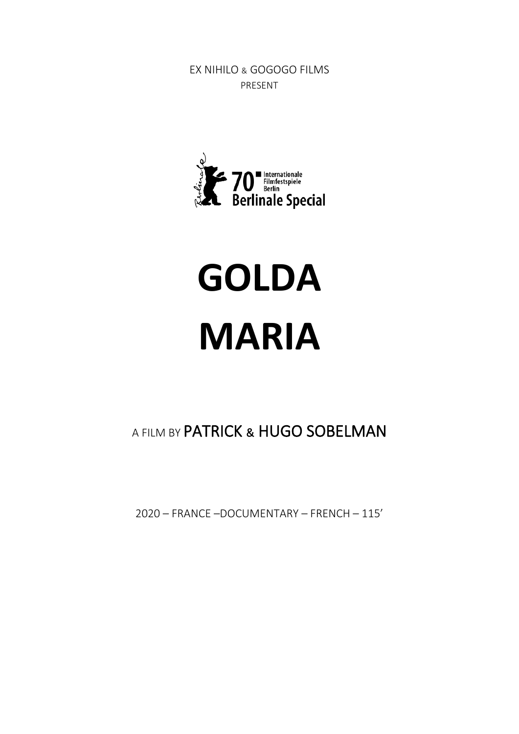EX NIHILO & GOGOGO FILMS
PRESENT

70 Internationale Filmfestspiele Berlin
Berlinale Special

# GOLDA MARIA

A FILM BY **PATRICK & HUGO SOBELMAN**

2020 – FRANCE –DOCUMENTARY – FRENCH – 115'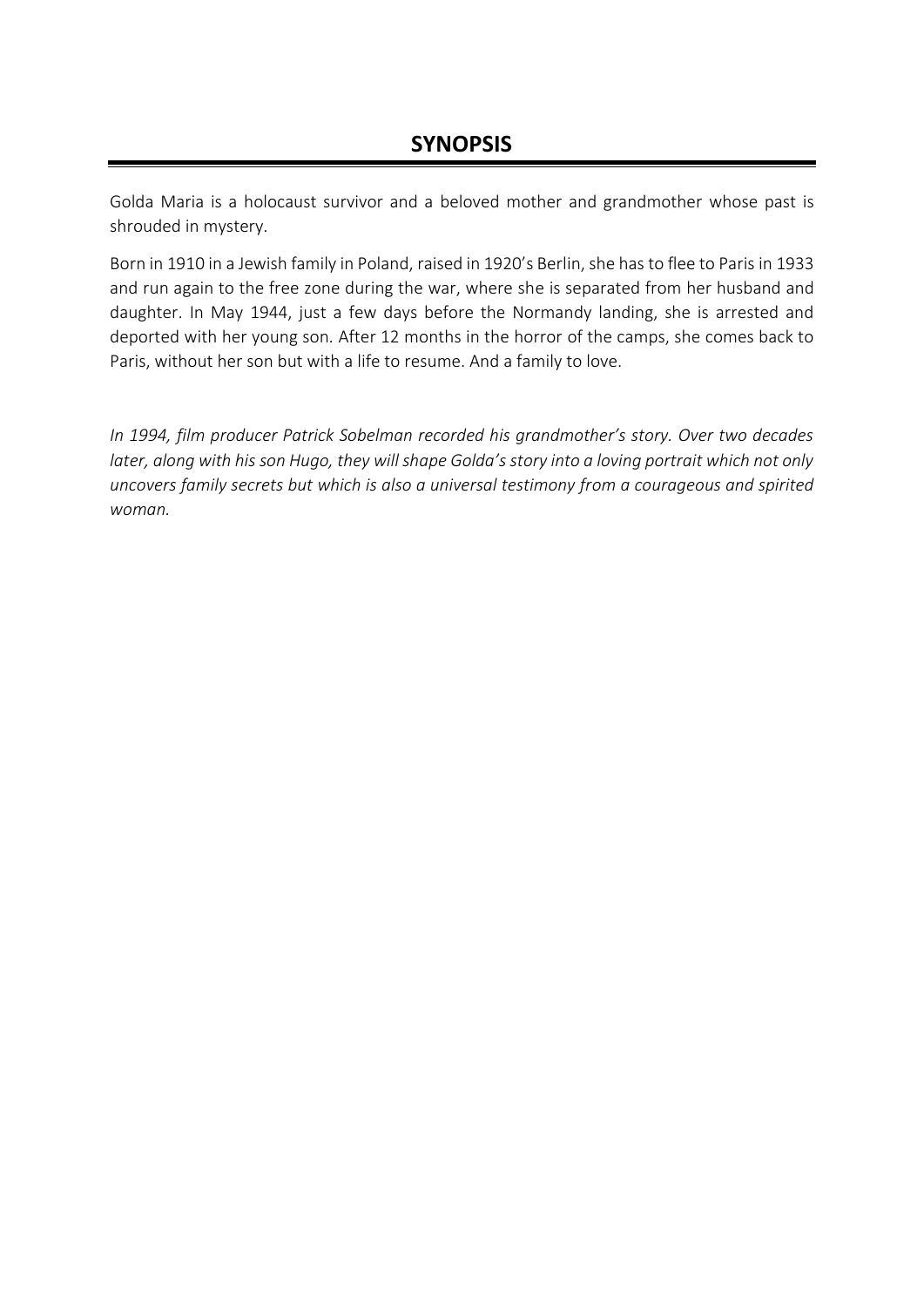## SYNOPSIS

Golda Maria is a holocaust survivor and a beloved mother and grandmother whose past is shrouded in mystery.

Born in 1910 in a Jewish family in Poland, raised in 1920's Berlin, she has to flee to Paris in 1933 and run again to the free zone during the war, where she is separated from her husband and daughter. In May 1944, just a few days before the Normandy landing, she is arrested and deported with her young son. After 12 months in the horror of the camps, she comes back to Paris, without her son but with a life to resume. And a family to love.

*In 1994, film producer Patrick Sobelman recorded his grandmother's story. Over two decades later, along with his son Hugo, they will shape Golda's story into a loving portrait which not only uncovers family secrets but which is also a universal testimony from a courageous and spirited woman.*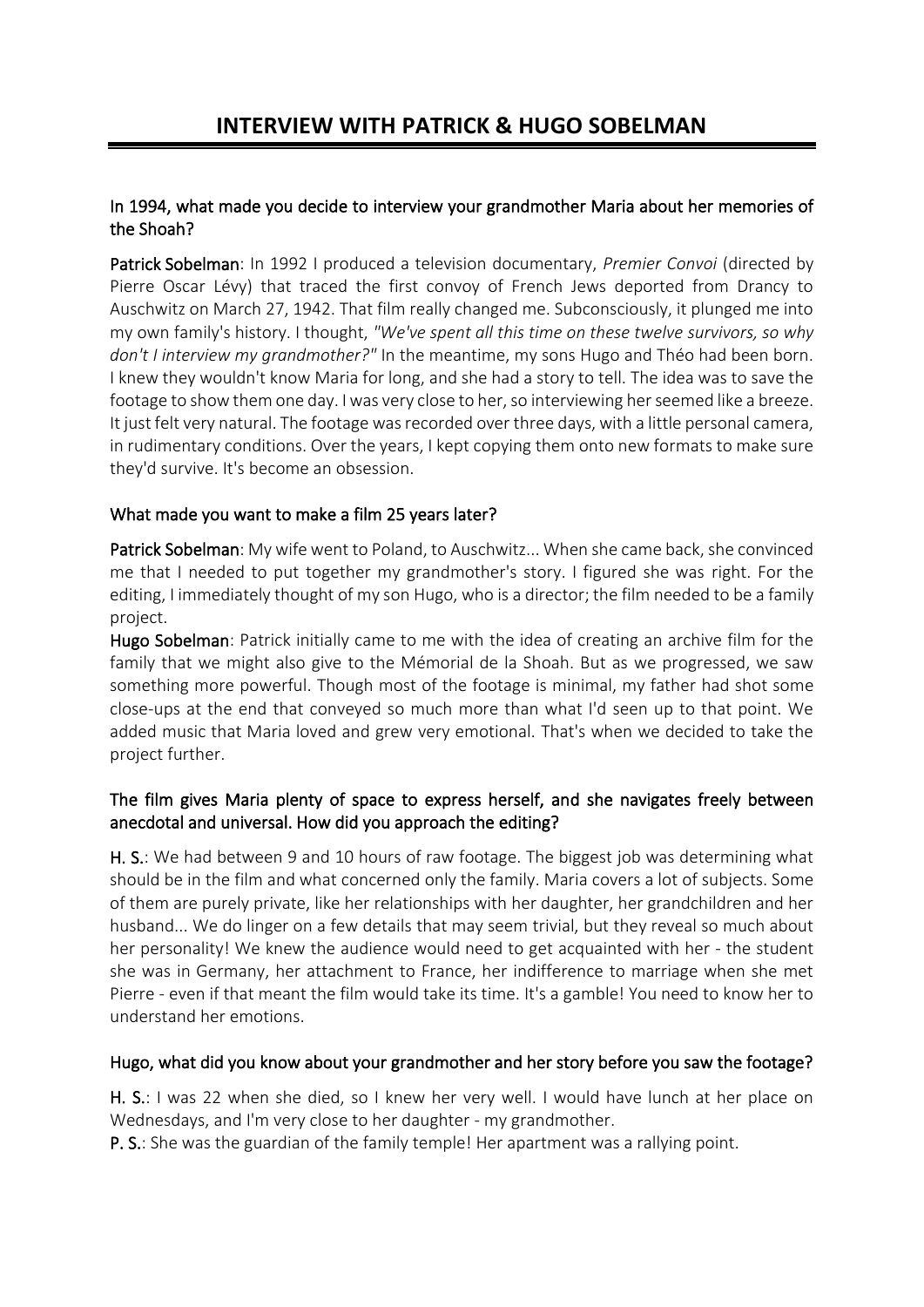## INTERVIEW WITH PATRICK & HUGO SOBELMAN

In 1994, what made you decide to interview your grandmother Maria about her memories of the Shoah?

Patrick Sobelman: In 1992 I produced a television documentary, *Premier Convoi* (directed by Pierre Oscar Lévy) that traced the first convoy of French Jews deported from Drancy to Auschwitz on March 27, 1942. That film really changed me. Subconsciously, it plunged me into my own family's history. I thought, *"We've spent all this time on these twelve survivors, so why don't I interview my grandmother?"* In the meantime, my sons Hugo and Théo had been born. I knew they wouldn't know Maria for long, and she had a story to tell. The idea was to save the footage to show them one day. I was very close to her, so interviewing her seemed like a breeze. It just felt very natural. The footage was recorded over three days, with a little personal camera, in rudimentary conditions. Over the years, I kept copying them onto new formats to make sure they'd survive. It's become an obsession.

What made you want to make a film 25 years later?

Patrick Sobelman: My wife went to Poland, to Auschwitz... When she came back, she convinced me that I needed to put together my grandmother's story. I figured she was right. For the editing, I immediately thought of my son Hugo, who is a director; the film needed to be a family project.

Hugo Sobelman: Patrick initially came to me with the idea of creating an archive film for the family that we might also give to the Mémorial de la Shoah. But as we progressed, we saw something more powerful. Though most of the footage is minimal, my father had shot some close-ups at the end that conveyed so much more than what I'd seen up to that point. We added music that Maria loved and grew very emotional. That's when we decided to take the project further.

The film gives Maria plenty of space to express herself, and she navigates freely between anecdotal and universal. How did you approach the editing?

H. S.: We had between 9 and 10 hours of raw footage. The biggest job was determining what should be in the film and what concerned only the family. Maria covers a lot of subjects. Some of them are purely private, like her relationships with her daughter, her grandchildren and her husband... We do linger on a few details that may seem trivial, but they reveal so much about her personality! We knew the audience would need to get acquainted with her - the student she was in Germany, her attachment to France, her indifference to marriage when she met Pierre - even if that meant the film would take its time. It's a gamble! You need to know her to understand her emotions.

Hugo, what did you know about your grandmother and her story before you saw the footage?

H. S.: I was 22 when she died, so I knew her very well. I would have lunch at her place on Wednesdays, and I'm very close to her daughter - my grandmother.

P. S.: She was the guardian of the family temple! Her apartment was a rallying point.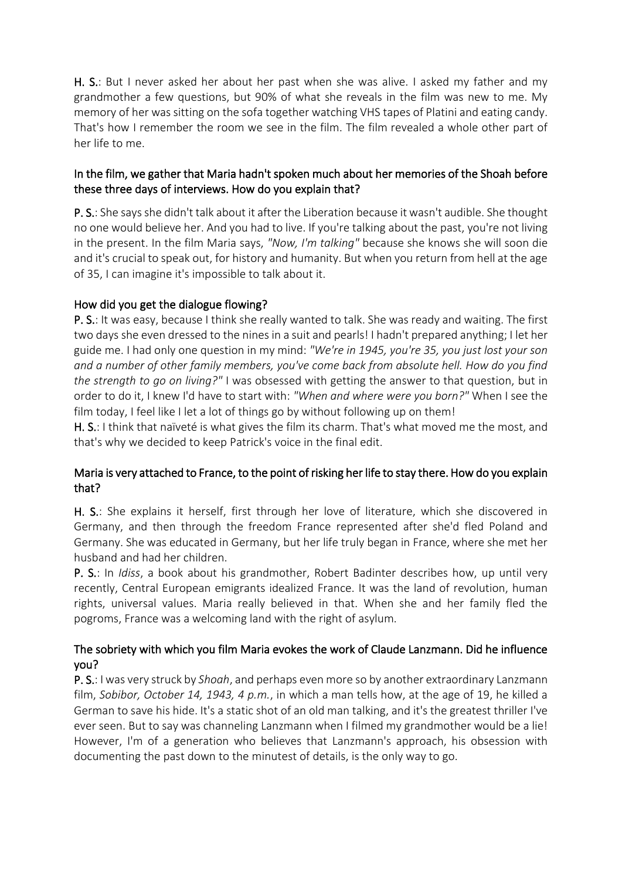**H. S.**: But I never asked her about her past when she was alive. I asked my father and my grandmother a few questions, but 90% of what she reveals in the film was new to me. My memory of her was sitting on the sofa together watching VHS tapes of Platini and eating candy. That's how I remember the room we see in the film. The film revealed a whole other part of her life to me.

## In the film, we gather that Maria hadn't spoken much about her memories of the Shoah before these three days of interviews. How do you explain that?

**P. S.**: She says she didn't talk about it after the Liberation because it wasn't audible. She thought no one would believe her. And you had to live. If you're talking about the past, you're not living in the present. In the film Maria says, *"Now, I'm talking"* because she knows she will soon die and it's crucial to speak out, for history and humanity. But when you return from hell at the age of 35, I can imagine it's impossible to talk about it.

## How did you get the dialogue flowing?

**P. S.**: It was easy, because I think she really wanted to talk. She was ready and waiting. The first two days she even dressed to the nines in a suit and pearls! I hadn't prepared anything; I let her guide me. I had only one question in my mind: *"We're in 1945, you're 35, you just lost your son and a number of other family members, you've come back from absolute hell. How do you find the strength to go on living?"* I was obsessed with getting the answer to that question, but in order to do it, I knew I'd have to start with: *"When and where were you born?"* When I see the film today, I feel like I let a lot of things go by without following up on them!

**H. S.**: I think that naïveté is what gives the film its charm. That's what moved me the most, and that's why we decided to keep Patrick's voice in the final edit.

## Maria is very attached to France, to the point of risking her life to stay there. How do you explain that?

**H. S.**: She explains it herself, first through her love of literature, which she discovered in Germany, and then through the freedom France represented after she'd fled Poland and Germany. She was educated in Germany, but her life truly began in France, where she met her husband and had her children.

**P. S.**: In *Idiss*, a book about his grandmother, Robert Badinter describes how, up until very recently, Central European emigrants idealized France. It was the land of revolution, human rights, universal values. Maria really believed in that. When she and her family fled the pogroms, France was a welcoming land with the right of asylum.

## The sobriety with which you film Maria evokes the work of Claude Lanzmann. Did he influence you?

**P. S.**: I was very struck by *Shoah*, and perhaps even more so by another extraordinary Lanzmann film, *Sobibor, October 14, 1943, 4 p.m.*, in which a man tells how, at the age of 19, he killed a German to save his hide. It's a static shot of an old man talking, and it's the greatest thriller I've ever seen. But to say was channeling Lanzmann when I filmed my grandmother would be a lie! However, I'm of a generation who believes that Lanzmann's approach, his obsession with documenting the past down to the minutest of details, is the only way to go.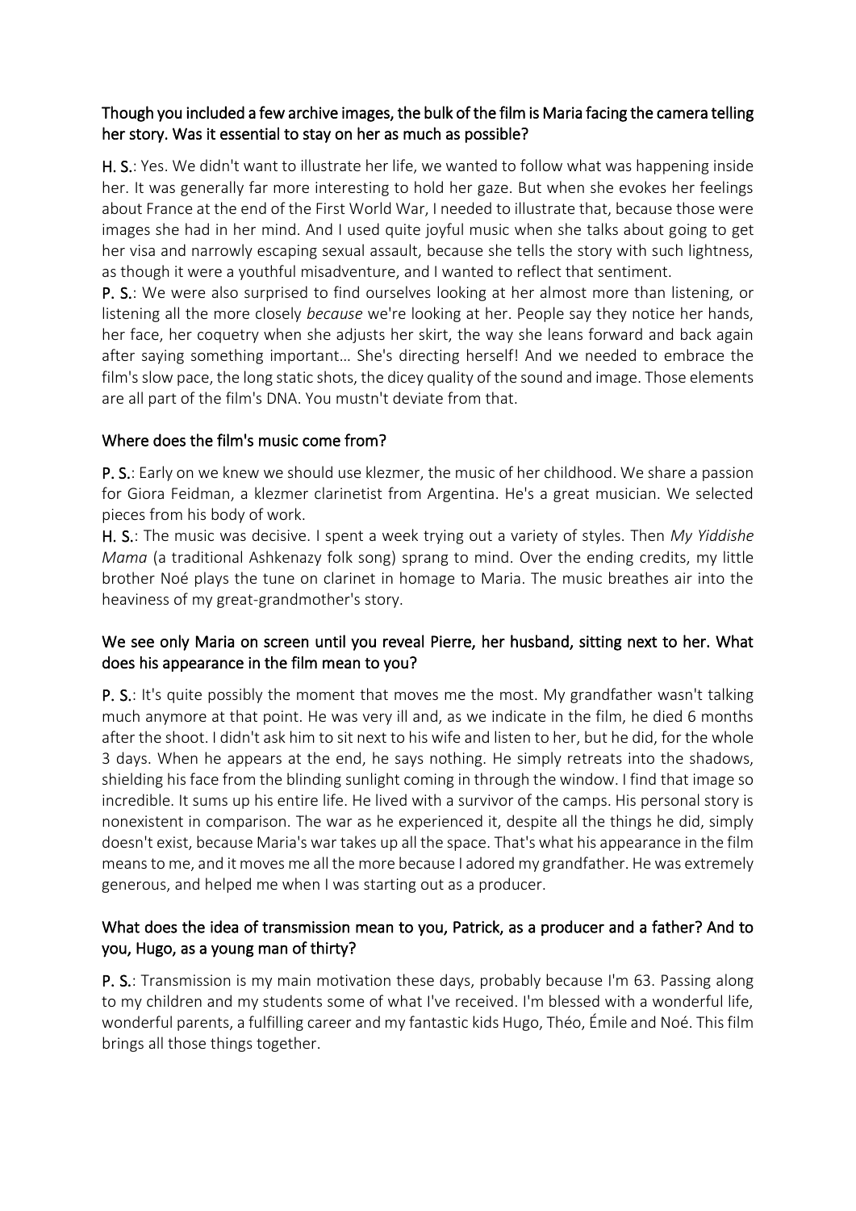**Though you included a few archive images, the bulk of the film is Maria facing the camera telling her story. Was it essential to stay on her as much as possible?**

**H. S.**: Yes. We didn't want to illustrate her life, we wanted to follow what was happening inside her. It was generally far more interesting to hold her gaze. But when she evokes her feelings about France at the end of the First World War, I needed to illustrate that, because those were images she had in her mind. And I used quite joyful music when she talks about going to get her visa and narrowly escaping sexual assault, because she tells the story with such lightness, as though it were a youthful misadventure, and I wanted to reflect that sentiment.

**P. S.**: We were also surprised to find ourselves looking at her almost more than listening, or listening all the more closely *because* we're looking at her. People say they notice her hands, her face, her coquetry when she adjusts her skirt, the way she leans forward and back again after saying something important… She's directing herself! And we needed to embrace the film's slow pace, the long static shots, the dicey quality of the sound and image. Those elements are all part of the film's DNA. You mustn't deviate from that.

**Where does the film's music come from?**

**P. S.**: Early on we knew we should use klezmer, the music of her childhood. We share a passion for Giora Feidman, a klezmer clarinetist from Argentina. He's a great musician. We selected pieces from his body of work.

**H. S.**: The music was decisive. I spent a week trying out a variety of styles. Then *My Yiddishe Mama* (a traditional Ashkenazy folk song) sprang to mind. Over the ending credits, my little brother Noé plays the tune on clarinet in homage to Maria. The music breathes air into the heaviness of my great-grandmother's story.

**We see only Maria on screen until you reveal Pierre, her husband, sitting next to her. What does his appearance in the film mean to you?**

**P. S.**: It's quite possibly the moment that moves me the most. My grandfather wasn't talking much anymore at that point. He was very ill and, as we indicate in the film, he died 6 months after the shoot. I didn't ask him to sit next to his wife and listen to her, but he did, for the whole 3 days. When he appears at the end, he says nothing. He simply retreats into the shadows, shielding his face from the blinding sunlight coming in through the window. I find that image so incredible. It sums up his entire life. He lived with a survivor of the camps. His personal story is nonexistent in comparison. The war as he experienced it, despite all the things he did, simply doesn't exist, because Maria's war takes up all the space. That's what his appearance in the film means to me, and it moves me all the more because I adored my grandfather. He was extremely generous, and helped me when I was starting out as a producer.

**What does the idea of transmission mean to you, Patrick, as a producer and a father? And to you, Hugo, as a young man of thirty?**

**P. S.**: Transmission is my main motivation these days, probably because I'm 63. Passing along to my children and my students some of what I've received. I'm blessed with a wonderful life, wonderful parents, a fulfilling career and my fantastic kids Hugo, Théo, Émile and Noé. This film brings all those things together.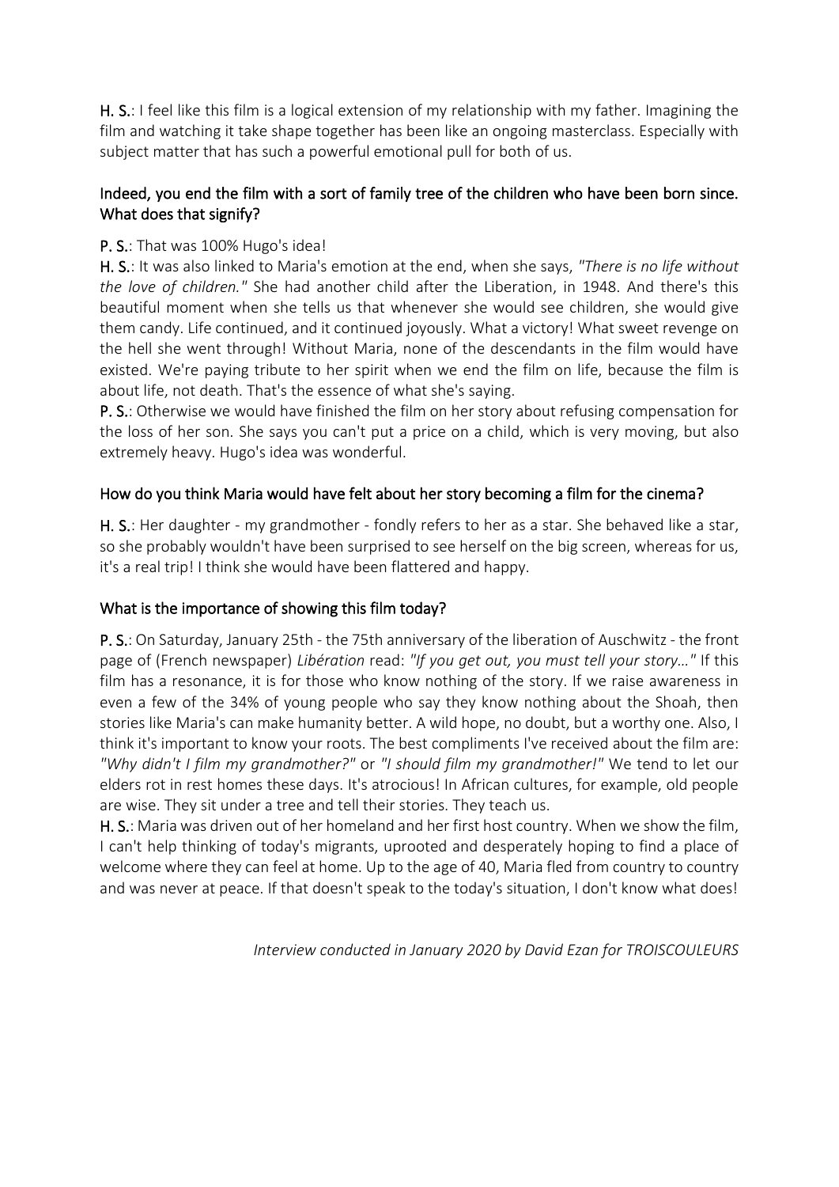**H. S.**: I feel like this film is a logical extension of my relationship with my father. Imagining the film and watching it take shape together has been like an ongoing masterclass. Especially with subject matter that has such a powerful emotional pull for both of us.

### Indeed, you end the film with a sort of family tree of the children who have been born since. What does that signify?

**P. S.**: That was 100% Hugo's idea!

**H. S.**: It was also linked to Maria's emotion at the end, when she says, *"There is no life without the love of children."* She had another child after the Liberation, in 1948. And there's this beautiful moment when she tells us that whenever she would see children, she would give them candy. Life continued, and it continued joyously. What a victory! What sweet revenge on the hell she went through! Without Maria, none of the descendants in the film would have existed. We're paying tribute to her spirit when we end the film on life, because the film is about life, not death. That's the essence of what she's saying.

**P. S.**: Otherwise we would have finished the film on her story about refusing compensation for the loss of her son. She says you can't put a price on a child, which is very moving, but also extremely heavy. Hugo's idea was wonderful.

### How do you think Maria would have felt about her story becoming a film for the cinema?

**H. S.**: Her daughter - my grandmother - fondly refers to her as a star. She behaved like a star, so she probably wouldn't have been surprised to see herself on the big screen, whereas for us, it's a real trip! I think she would have been flattered and happy.

### What is the importance of showing this film today?

**P. S.**: On Saturday, January 25th - the 75th anniversary of the liberation of Auschwitz - the front page of (French newspaper) *Libération* read: *"If you get out, you must tell your story..."* If this film has a resonance, it is for those who know nothing of the story. If we raise awareness in even a few of the 34% of young people who say they know nothing about the Shoah, then stories like Maria's can make humanity better. A wild hope, no doubt, but a worthy one. Also, I think it's important to know your roots. The best compliments I've received about the film are: *"Why didn't I film my grandmother?"* or *"I should film my grandmother!"* We tend to let our elders rot in rest homes these days. It's atrocious! In African cultures, for example, old people are wise. They sit under a tree and tell their stories. They teach us.

**H. S.**: Maria was driven out of her homeland and her first host country. When we show the film, I can't help thinking of today's migrants, uprooted and desperately hoping to find a place of welcome where they can feel at home. Up to the age of 40, Maria fled from country to country and was never at peace. If that doesn't speak to the today's situation, I don't know what does!

*Interview conducted in January 2020 by David Ezan for TROISCOULEURS*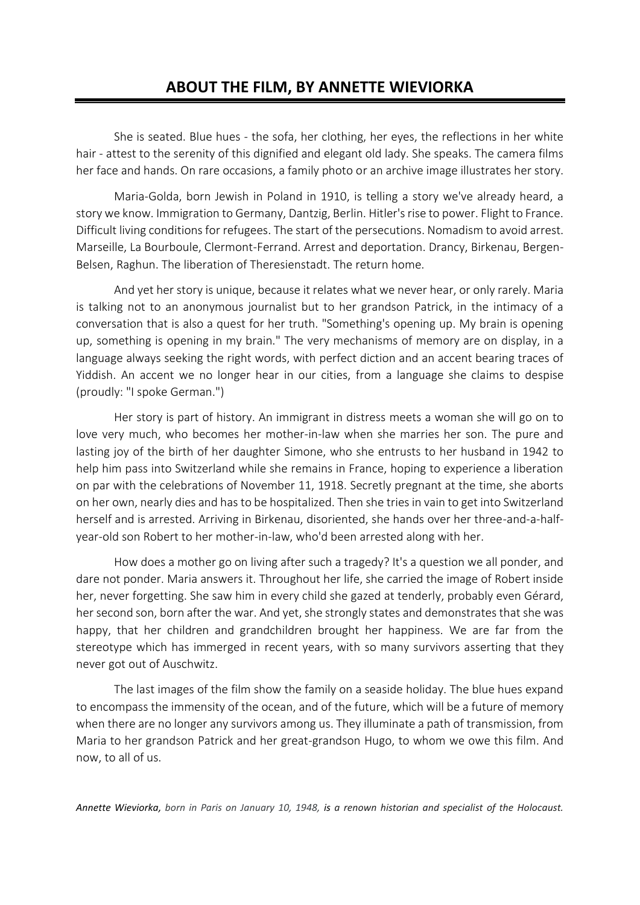## ABOUT THE FILM, BY ANNETTE WIEVIORKA

She is seated. Blue hues - the sofa, her clothing, her eyes, the reflections in her white hair - attest to the serenity of this dignified and elegant old lady. She speaks. The camera films her face and hands. On rare occasions, a family photo or an archive image illustrates her story.

Maria-Golda, born Jewish in Poland in 1910, is telling a story we've already heard, a story we know. Immigration to Germany, Dantzig, Berlin. Hitler's rise to power. Flight to France. Difficult living conditions for refugees. The start of the persecutions. Nomadism to avoid arrest. Marseille, La Bourboule, Clermont-Ferrand. Arrest and deportation. Drancy, Birkenau, Bergen-Belsen, Raghun. The liberation of Theresienstadt. The return home.

And yet her story is unique, because it relates what we never hear, or only rarely. Maria is talking not to an anonymous journalist but to her grandson Patrick, in the intimacy of a conversation that is also a quest for her truth. "Something's opening up. My brain is opening up, something is opening in my brain." The very mechanisms of memory are on display, in a language always seeking the right words, with perfect diction and an accent bearing traces of Yiddish. An accent we no longer hear in our cities, from a language she claims to despise (proudly: "I spoke German.")

Her story is part of history. An immigrant in distress meets a woman she will go on to love very much, who becomes her mother-in-law when she marries her son. The pure and lasting joy of the birth of her daughter Simone, who she entrusts to her husband in 1942 to help him pass into Switzerland while she remains in France, hoping to experience a liberation on par with the celebrations of November 11, 1918. Secretly pregnant at the time, she aborts on her own, nearly dies and has to be hospitalized. Then she tries in vain to get into Switzerland herself and is arrested. Arriving in Birkenau, disoriented, she hands over her three-and-a-half-year-old son Robert to her mother-in-law, who'd been arrested along with her.

How does a mother go on living after such a tragedy? It's a question we all ponder, and dare not ponder. Maria answers it. Throughout her life, she carried the image of Robert inside her, never forgetting. She saw him in every child she gazed at tenderly, probably even Gérard, her second son, born after the war. And yet, she strongly states and demonstrates that she was happy, that her children and grandchildren brought her happiness. We are far from the stereotype which has immerged in recent years, with so many survivors asserting that they never got out of Auschwitz.

The last images of the film show the family on a seaside holiday. The blue hues expand to encompass the immensity of the ocean, and of the future, which will be a future of memory when there are no longer any survivors among us. They illuminate a path of transmission, from Maria to her grandson Patrick and her great-grandson Hugo, to whom we owe this film. And now, to all of us.

***Annette Wieviorka,*** *born in Paris on January 10, 1948,* ***is a renown historian and specialist of the Holocaust.***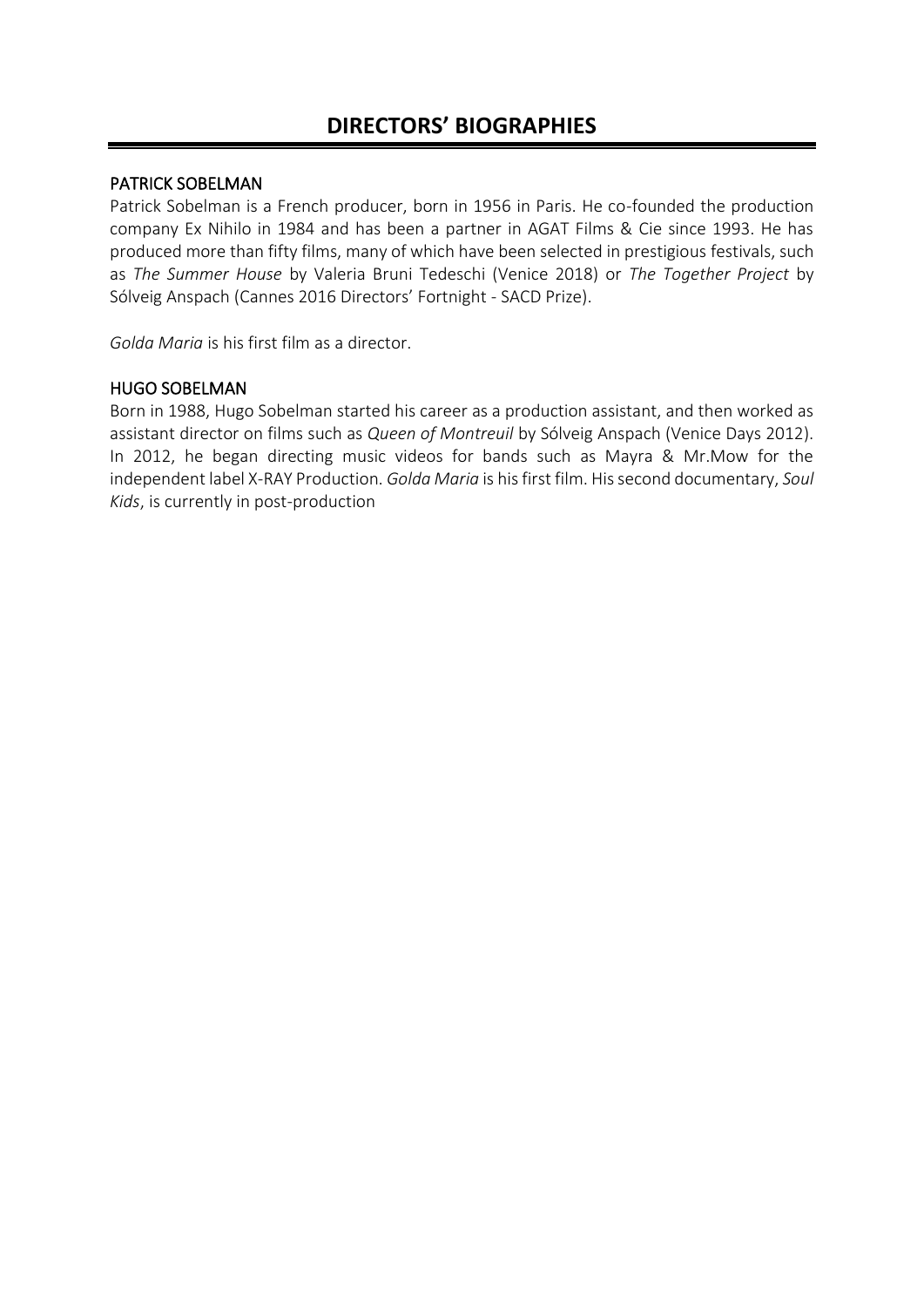# DIRECTORS' BIOGRAPHIES

## PATRICK SOBELMAN

Patrick Sobelman is a French producer, born in 1956 in Paris. He co-founded the production company Ex Nihilo in 1984 and has been a partner in AGAT Films & Cie since 1993. He has produced more than fifty films, many of which have been selected in prestigious festivals, such as *The Summer House* by Valeria Bruni Tedeschi (Venice 2018) or *The Together Project* by Sólveig Anspach (Cannes 2016 Directors' Fortnight - SACD Prize).

*Golda Maria* is his first film as a director.

## HUGO SOBELMAN

Born in 1988, Hugo Sobelman started his career as a production assistant, and then worked as assistant director on films such as *Queen of Montreuil* by Sólveig Anspach (Venice Days 2012). In 2012, he began directing music videos for bands such as Mayra & Mr.Mow for the independent label X-RAY Production. *Golda Maria* is his first film. His second documentary, *Soul Kids*, is currently in post-production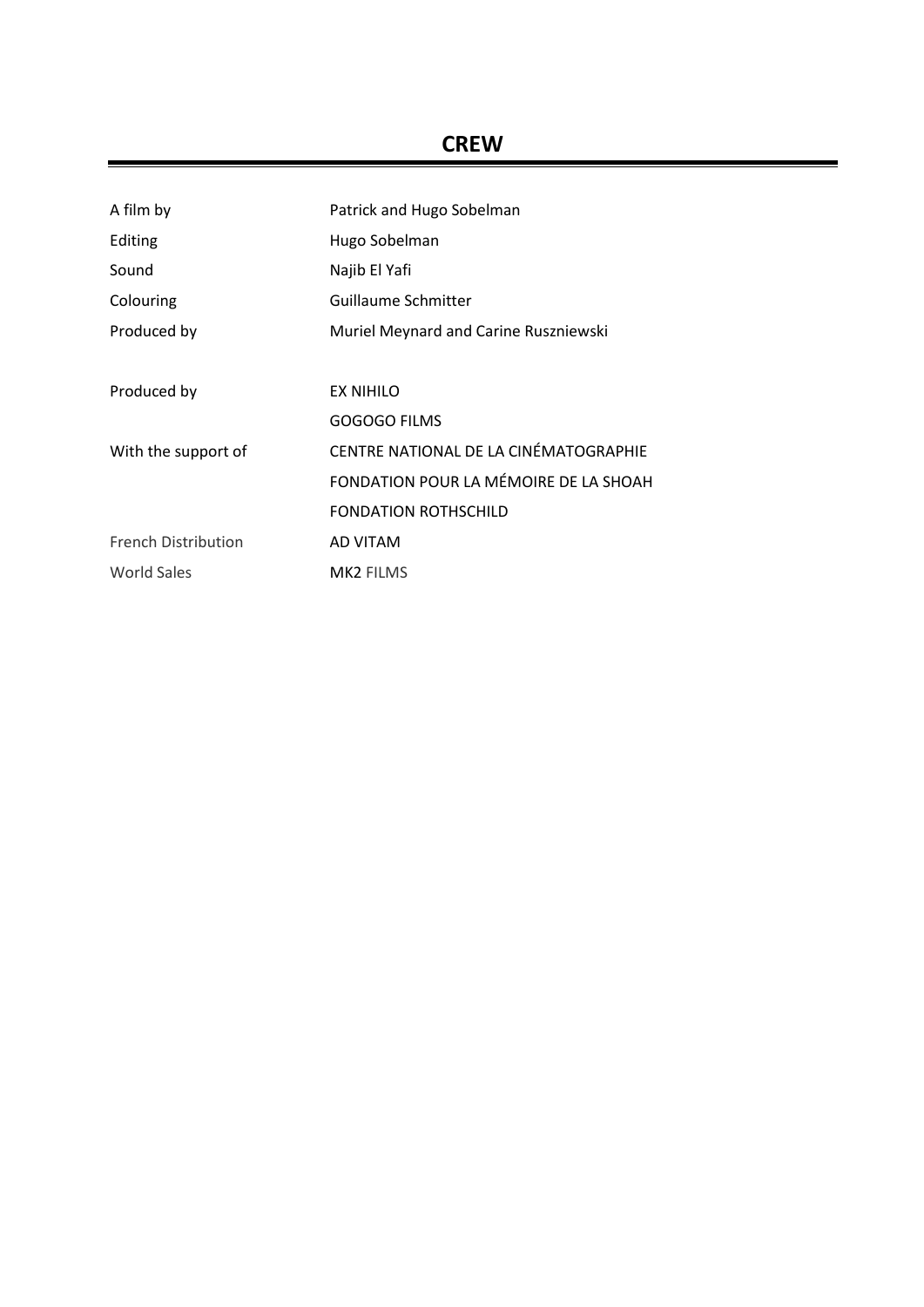## CREW

| | |
|---|---|
| A film by | Patrick and Hugo Sobelman |
| Editing | Hugo Sobelman |
| Sound | Najib El Yafi |
| Colouring | Guillaume Schmitter |
| Produced by | Muriel Meynard and Carine Ruszniewski |
| | |
| Produced by | EX NIHILO |
| | GOGOGO FILMS |
| With the support of | CENTRE NATIONAL DE LA CINÉMATOGRAPHIE |
| | FONDATION POUR LA MÉMOIRE DE LA SHOAH |
| | FONDATION ROTHSCHILD |
| French Distribution | AD VITAM |
| World Sales | MK2 FILMS |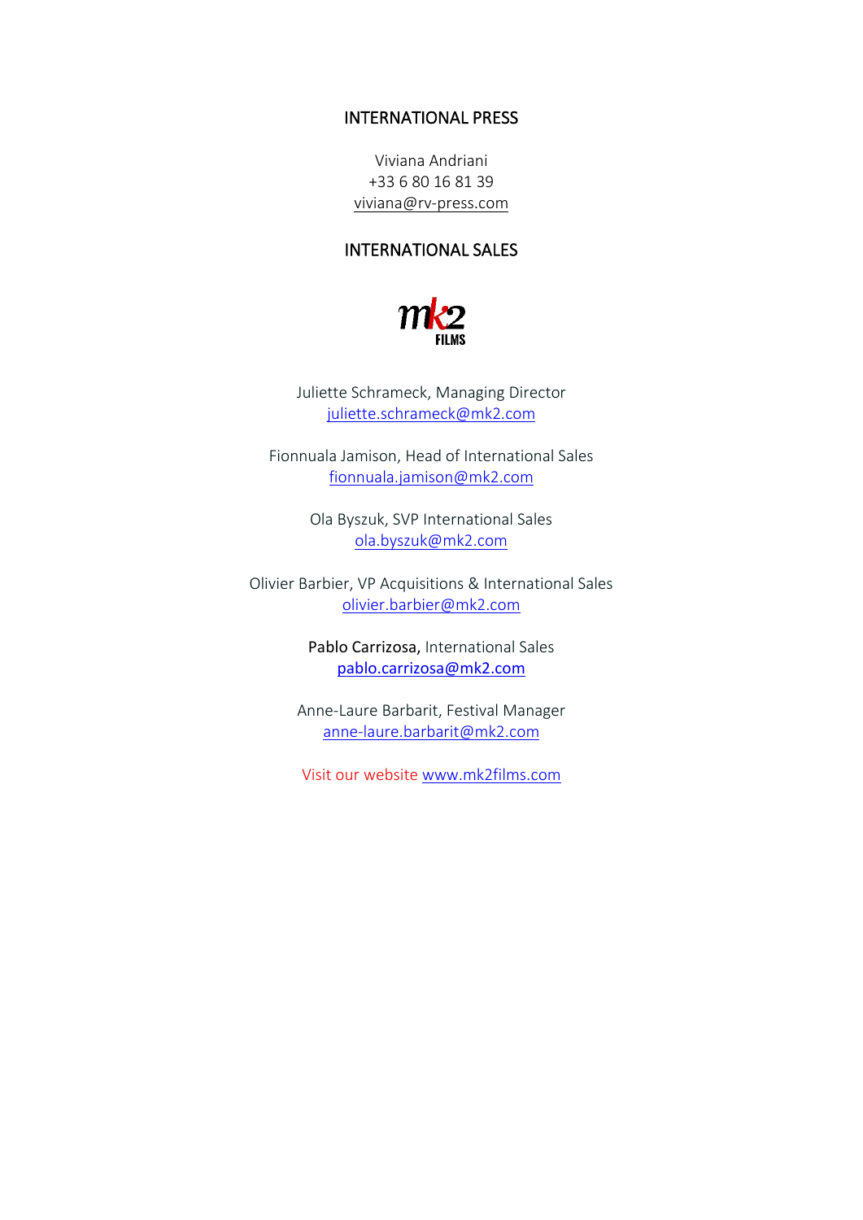## INTERNATIONAL PRESS

Viviana Andriani
+33 6 80 16 81 39
viviana@rv-press.com

## INTERNATIONAL SALES

mk2 FILMS

Juliette Schrameck, Managing Director
juliette.schrameck@mk2.com

Fionnuala Jamison, Head of International Sales
fionnuala.jamison@mk2.com

Ola Byszuk, SVP International Sales
ola.byszuk@mk2.com

Olivier Barbier, VP Acquisitions & International Sales
olivier.barbier@mk2.com

Pablo Carrizosa, International Sales
pablo.carrizosa@mk2.com

Anne-Laure Barbarit, Festival Manager
anne-laure.barbarit@mk2.com

Visit our website www.mk2films.com